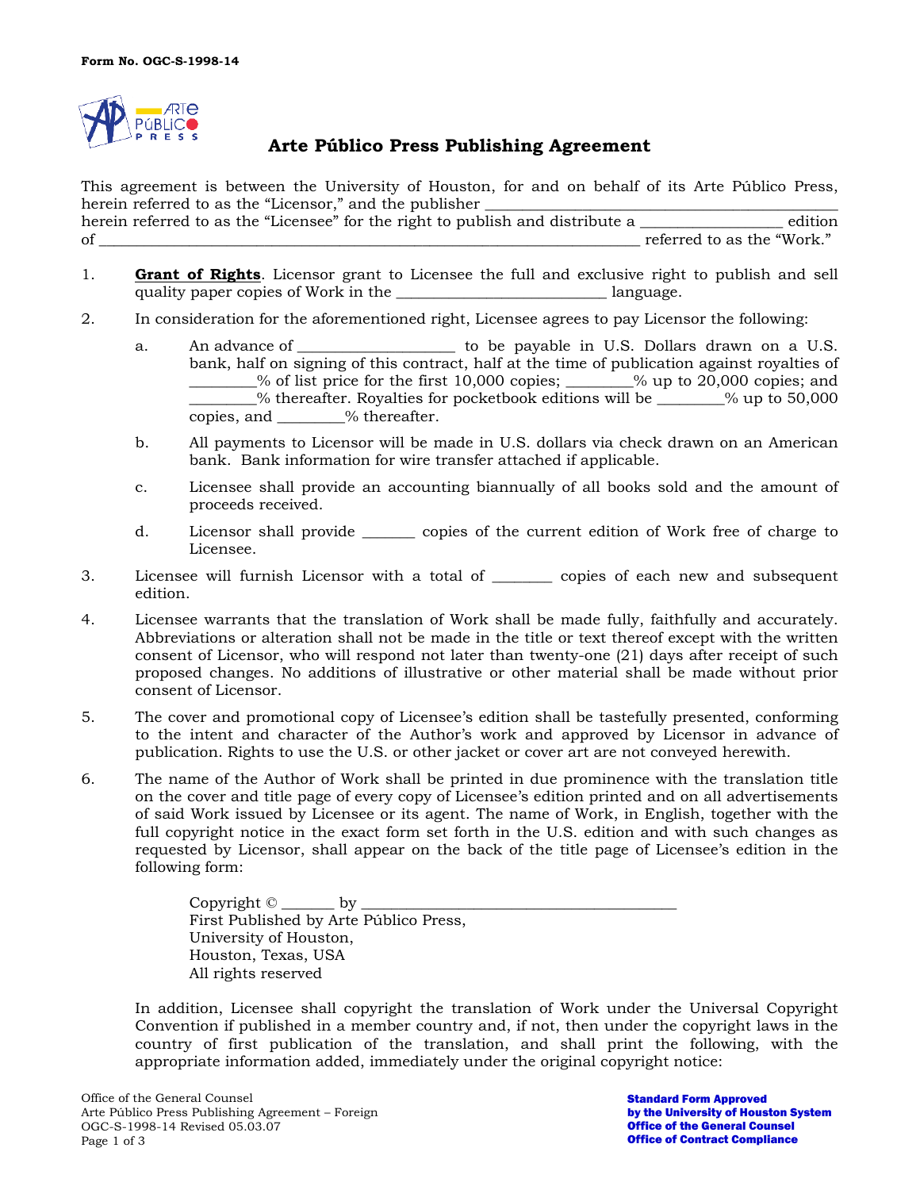Form No. OGC-S-1998-14

# Arte Público Press Publishing Agreement

This agreement is between the University of Houston, for and on behalf of its Arte Público Press, herein referred to as the "Licensor," and the publisher ___________________________________________ herein referred to as the "Licensee" for the right to publish and distribute a _________________ edition of _________________________________________________________________ referred to as the "Work."

1. **Grant of Rights**. Licensor grant to Licensee the full and exclusive right to publish and sell quality paper copies of Work in the _________________________ language.

2. In consideration for the aforementioned right, Licensee agrees to pay Licensor the following:

   a. An advance of ___________________ to be payable in U.S. Dollars drawn on a U.S. bank, half on signing of this contract, half at the time of publication against royalties of ________% of list price for the first 10,000 copies; ________% up to 20,000 copies; and ________% thereafter. Royalties for pocketbook editions will be ________% up to 50,000 copies, and ________% thereafter.

   b. All payments to Licensor will be made in U.S. dollars via check drawn on an American bank. Bank information for wire transfer attached if applicable.

   c. Licensee shall provide an accounting biannually of all books sold and the amount of proceeds received.

   d. Licensor shall provide ______ copies of the current edition of Work free of charge to Licensee.

3. Licensee will furnish Licensor with a total of _______ copies of each new and subsequent edition.

4. Licensee warrants that the translation of Work shall be made fully, faithfully and accurately. Abbreviations or alteration shall not be made in the title or text thereof except with the written consent of Licensor, who will respond not later than twenty-one (21) days after receipt of such proposed changes. No additions of illustrative or other material shall be made without prior consent of Licensor.

5. The cover and promotional copy of Licensee's edition shall be tastefully presented, conforming to the intent and character of the Author's work and approved by Licensor in advance of publication. Rights to use the U.S. or other jacket or cover art are not conveyed herewith.

6. The name of the Author of Work shall be printed in due prominence with the translation title on the cover and title page of every copy of Licensee's edition printed and on all advertisements of said Work issued by Licensee or its agent. The name of Work, in English, together with the full copyright notice in the exact form set forth in the U.S. edition and with such changes as requested by Licensor, shall appear on the back of the title page of Licensee's edition in the following form:

   Copyright © ______ by ____________________________________
   First Published by Arte Público Press,
   University of Houston,
   Houston, Texas, USA
   All rights reserved

   In addition, Licensee shall copyright the translation of Work under the Universal Copyright Convention if published in a member country and, if not, then under the copyright laws in the country of first publication of the translation, and shall print the following, with the appropriate information added, immediately under the original copyright notice:

Office of the General Counsel
Arte Público Press Publishing Agreement – Foreign
OGC-S-1998-14 Revised 05.03.07

**Standard Form Approved by the University of Houston System Office of the General Counsel Office of Contract Compliance**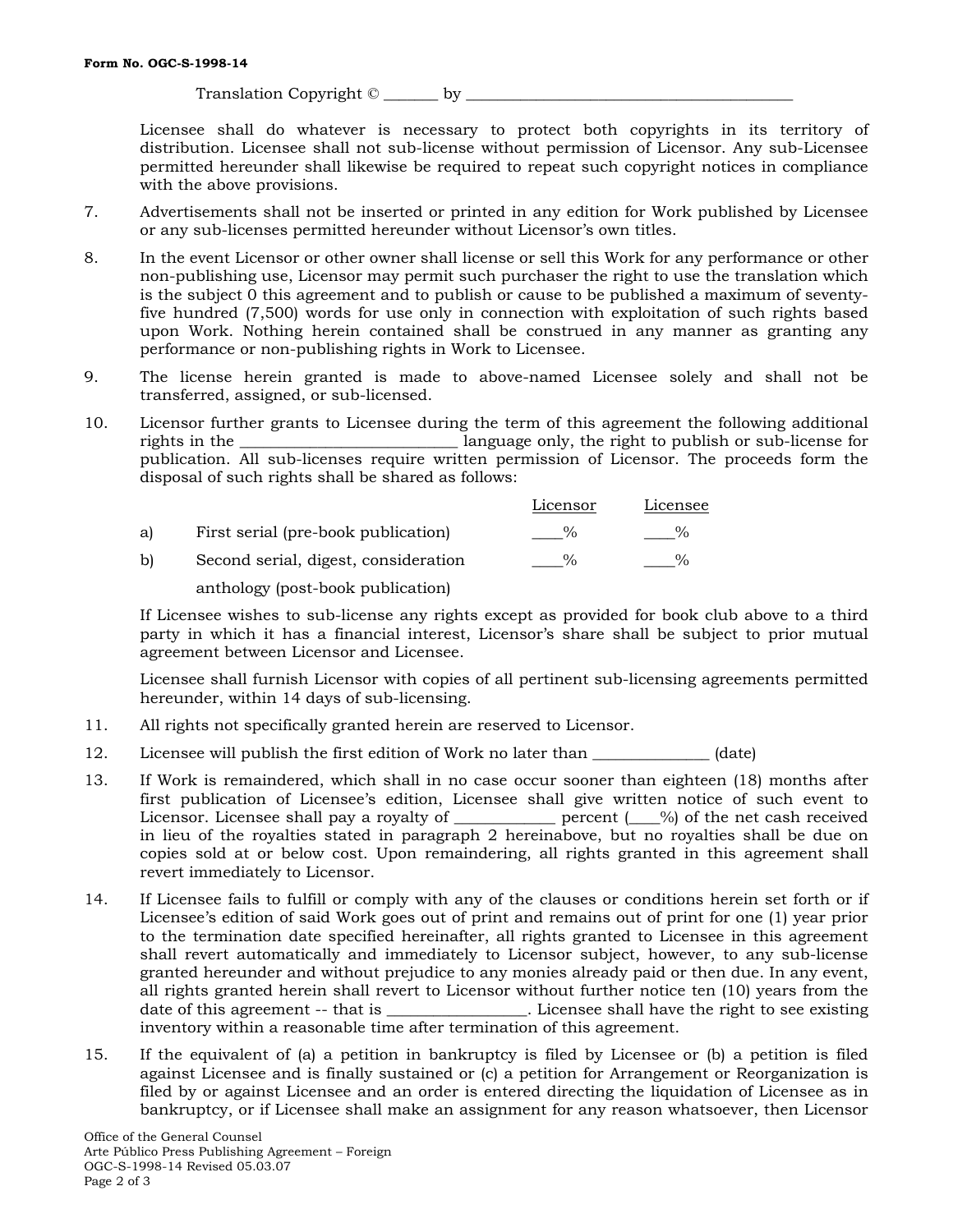Translation Copyright © _______ by ___________________________________________

Licensee shall do whatever is necessary to protect both copyrights in its territory of distribution. Licensee shall not sub-license without permission of Licensor. Any sub-Licensee permitted hereunder shall likewise be required to repeat such copyright notices in compliance with the above provisions.

7. Advertisements shall not be inserted or printed in any edition for Work published by Licensee or any sub-licenses permitted hereunder without Licensor's own titles.

8. In the event Licensor or other owner shall license or sell this Work for any performance or other non-publishing use, Licensor may permit such purchaser the right to use the translation which is the subject 0 this agreement and to publish or cause to be published a maximum of seventy-five hundred (7,500) words for use only in connection with exploitation of such rights based upon Work. Nothing herein contained shall be construed in any manner as granting any performance or non-publishing rights in Work to Licensee.

9. The license herein granted is made to above-named Licensee solely and shall not be transferred, assigned, or sub-licensed.

10. Licensor further grants to Licensee during the term of this agreement the following additional rights in the ___________________________ language only, the right to publish or sub-license for publication. All sub-licenses require written permission of Licensor. The proceeds form the disposal of such rights shall be shared as follows:

| | | Licensor | Licensee |
|---|---|---|---|
| a) | First serial (pre-book publication) | ____% | ____% |
| b) | Second serial, digest, consideration anthology (post-book publication) | ____% | ____% |

If Licensee wishes to sub-license any rights except as provided for book club above to a third party in which it has a financial interest, Licensor's share shall be subject to prior mutual agreement between Licensor and Licensee.

Licensee shall furnish Licensor with copies of all pertinent sub-licensing agreements permitted hereunder, within 14 days of sub-licensing.

11. All rights not specifically granted herein are reserved to Licensor.

12. Licensee will publish the first edition of Work no later than ______________ (date)

13. If Work is remaindered, which shall in no case occur sooner than eighteen (18) months after first publication of Licensee's edition, Licensee shall give written notice of such event to Licensor. Licensee shall pay a royalty of _____________ percent (____%) of the net cash received in lieu of the royalties stated in paragraph 2 hereinabove, but no royalties shall be due on copies sold at or below cost. Upon remaindering, all rights granted in this agreement shall revert immediately to Licensor.

14. If Licensee fails to fulfill or comply with any of the clauses or conditions herein set forth or if Licensee's edition of said Work goes out of print and remains out of print for one (1) year prior to the termination date specified hereinafter, all rights granted to Licensee in this agreement shall revert automatically and immediately to Licensor subject, however, to any sub-license granted hereunder and without prejudice to any monies already paid or then due. In any event, all rights granted herein shall revert to Licensor without further notice ten (10) years from the date of this agreement -- that is _________________. Licensee shall have the right to see existing inventory within a reasonable time after termination of this agreement.

15. If the equivalent of (a) a petition in bankruptcy is filed by Licensee or (b) a petition is filed against Licensee and is finally sustained or (c) a petition for Arrangement or Reorganization is filed by or against Licensee and an order is entered directing the liquidation of Licensee as in bankruptcy, or if Licensee shall make an assignment for any reason whatsoever, then Licensor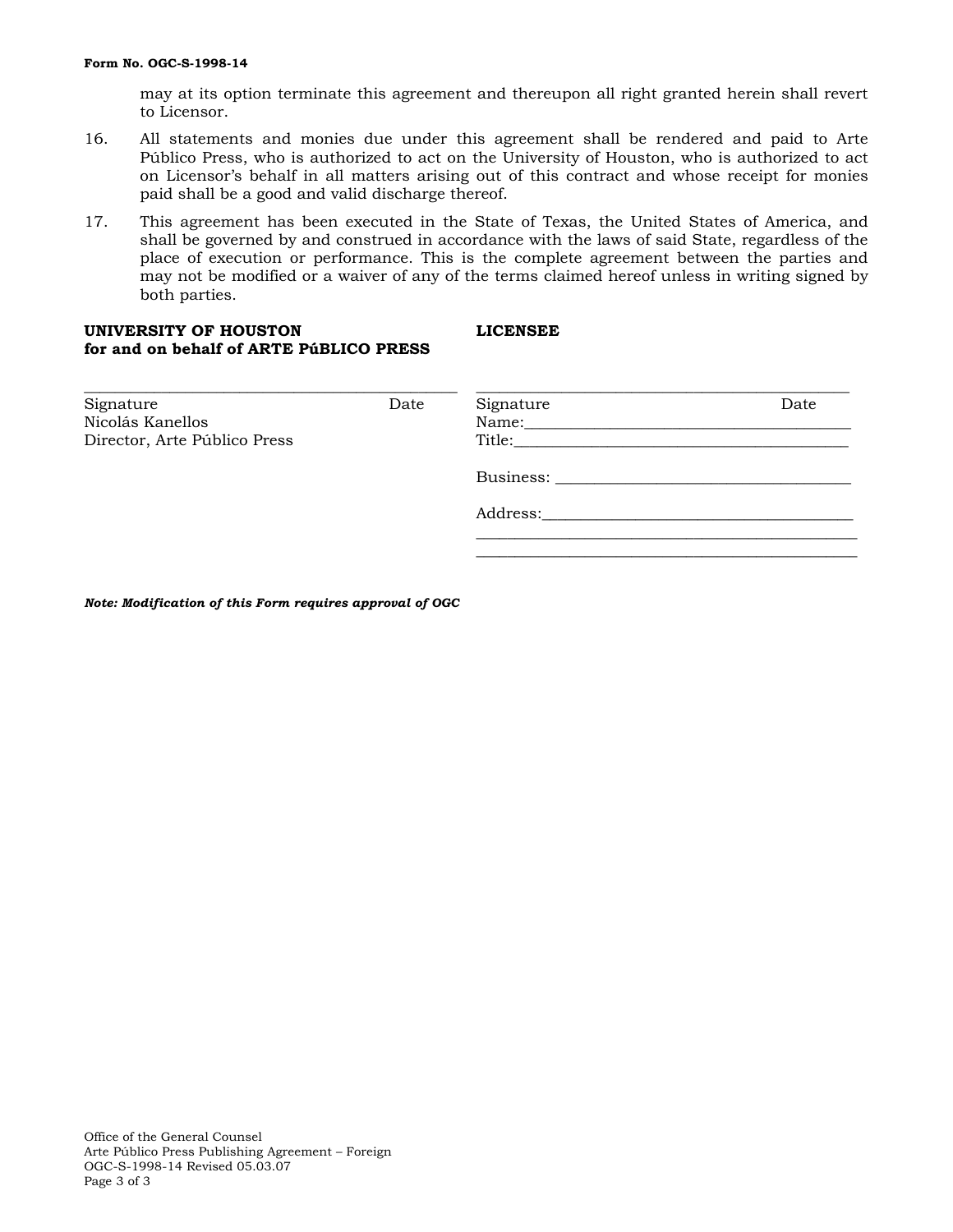may at its option terminate this agreement and thereupon all right granted herein shall revert to Licensor.

16. All statements and monies due under this agreement shall be rendered and paid to Arte Público Press, who is authorized to act on the University of Houston, who is authorized to act on Licensor's behalf in all matters arising out of this contract and whose receipt for monies paid shall be a good and valid discharge thereof.

17. This agreement has been executed in the State of Texas, the United States of America, and shall be governed by and construed in accordance with the laws of said State, regardless of the place of execution or performance. This is the complete agreement between the parties and may not be modified or a waiver of any of the terms claimed hereof unless in writing signed by both parties.

**UNIVERSITY OF HOUSTON**
**for and on behalf of ARTE PúBLICO PRESS**

_______________________________________________
Signature Date
Nicolás Kanellos
Director, Arte Público Press

**LICENSEE**

_______________________________________________
Signature Date
Name:__________________________________________
Title:__________________________________________

Business: ______________________________________

Address:_______________________________________
_______________________________________________
_______________________________________________

***Note: Modification of this Form requires approval of OGC***